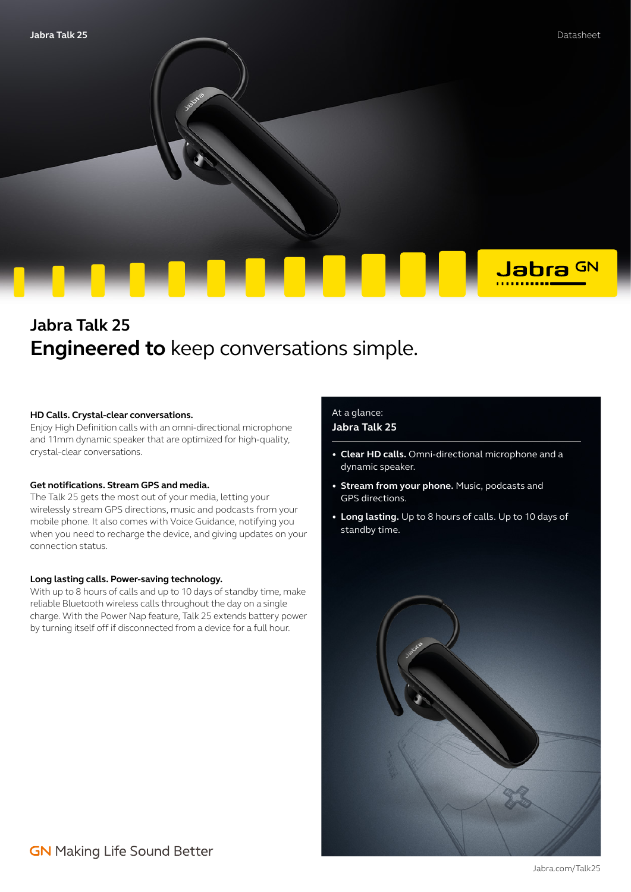# Jabra Talk 25

## **Engineered to** keep conversations simple.

### HD Calls. Crystal-clear conversations.

Enjoy High Definition calls with an omni-directional microphone and 11mm dynamic speaker that are optimized for high-quality, crystal-clear conversations.

### Get notifications. Stream GPS and media.

The Talk 25 gets the most out of your media, letting your wirelessly stream GPS directions, music and podcasts from your mobile phone. It also comes with Voice Guidance, notifying you when you need to recharge the device, and giving updates on your connection status.

### Long lasting calls. Power-saving technology.

With up to 8 hours of calls and up to 10 days of standby time, make reliable Bluetooth wireless calls throughout the day on a single charge. With the Power Nap feature, Talk 25 extends battery power by turning itself off if disconnected from a device for a full hour.

At a glance:
**Jabra Talk 25**

- **Clear HD calls.** Omni-directional microphone and a dynamic speaker.
- **Stream from your phone.** Music, podcasts and GPS directions.
- **Long lasting.** Up to 8 hours of calls. Up to 10 days of standby time.

GN Making Life Sound Better

Jabra.com/Talk25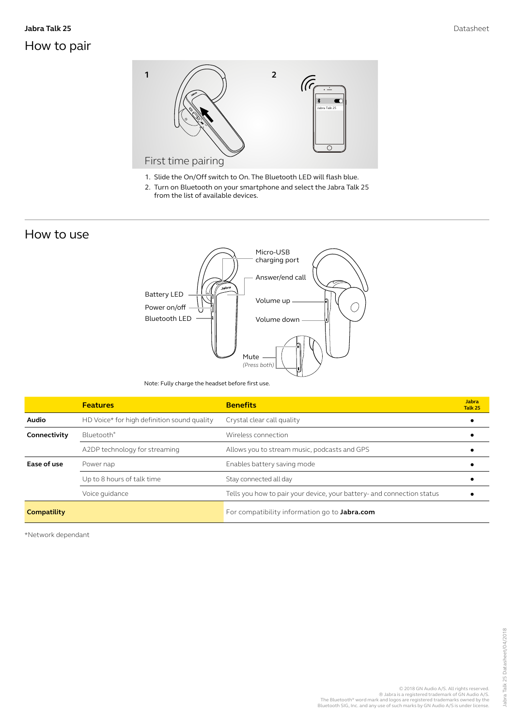# How to pair

First time pairing

1. Slide the On/Off switch to On. The Bluetooth LED will flash blue.
2. Turn on Bluetooth on your smartphone and select the Jabra Talk 25 from the list of available devices.

# How to use

Micro-USB charging port

Answer/end call

Battery LED

Power on/off

Bluetooth LED

Volume up

Volume down

Mute
*(Press both)*

Note: Fully charge the headset before first use.

| | Features | Benefits | Jabra Talk 25 |
|---|---|---|---|
| **Audio** | HD Voice* for high definition sound quality | Crystal clear call quality | • |
| **Connectivity** | Bluetooth® | Wireless connection | • |
| | A2DP technology for streaming | Allows you to stream music, podcasts and GPS | • |
| **Ease of use** | Power nap | Enables battery saving mode | • |
| | Up to 8 hours of talk time | Stay connected all day | • |
| | Voice guidance | Tells you how to pair your device, your battery- and connection status | • |
| **Compatility** | | For compatibility information go to **Jabra.com** | |

*Network dependant

© 2018 GN Audio A/S. All rights reserved.
® Jabra is a registered trademark of GN Audio A/S.
The Bluetooth® word mark and logos are registered trademarks owned by the Bluetooth SIG, Inc. and any use of such marks by GN Audio A/S is under license.

Jabra Talk 25 Datasheet/04/2018